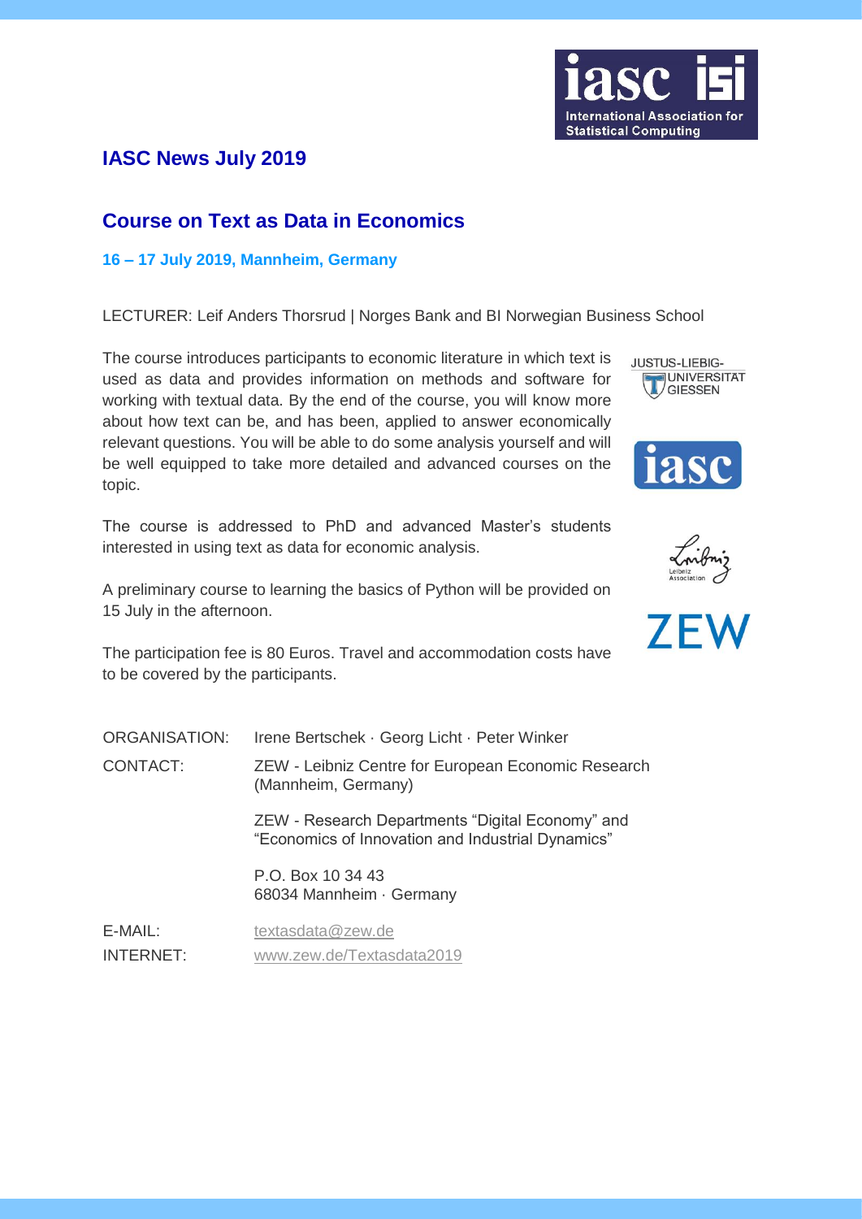# IASC News July 2019

## Course on Text as Data in Economics

**16 – 17 July 2019, Mannheim, Germany**

LECTURER: Leif Anders Thorsrud | Norges Bank and BI Norwegian Business School

The course introduces participants to economic literature in which text is used as data and provides information on methods and software for working with textual data. By the end of the course, you will know more about how text can be, and has been, applied to answer economically relevant questions. You will be able to do some analysis yourself and will be well equipped to take more detailed and advanced courses on the topic.

The course is addressed to PhD and advanced Master's students interested in using text as data for economic analysis.

A preliminary course to learning the basics of Python will be provided on 15 July in the afternoon.

The participation fee is 80 Euros. Travel and accommodation costs have to be covered by the participants.

ORGANISATION: Irene Bertschek · Georg Licht · Peter Winker

CONTACT: ZEW - Leibniz Centre for European Economic Research (Mannheim, Germany)

ZEW - Research Departments "Digital Economy" and "Economics of Innovation and Industrial Dynamics"

P.O. Box 10 34 43
68034 Mannheim · Germany

E-MAIL: textasdata@zew.de

INTERNET: www.zew.de/Textasdata2019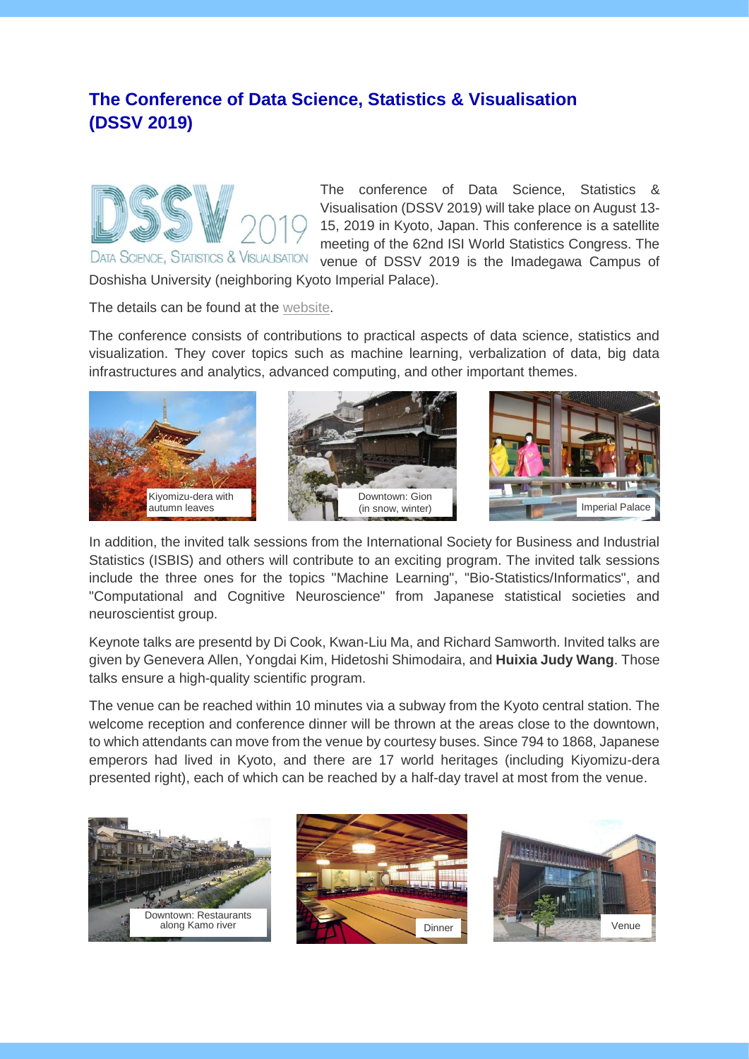## The Conference of Data Science, Statistics & Visualisation (DSSV 2019)

The conference of Data Science, Statistics & Visualisation (DSSV 2019) will take place on August 13-15, 2019 in Kyoto, Japan. This conference is a satellite meeting of the 62nd ISI World Statistics Congress. The venue of DSSV 2019 is the Imadegawa Campus of Doshisha University (neighboring Kyoto Imperial Palace).

The details can be found at the website.

The conference consists of contributions to practical aspects of data science, statistics and visualization. They cover topics such as machine learning, verbalization of data, big data infrastructures and analytics, advanced computing, and other important themes.

Kiyomizu-dera with autumn leaves

Downtown: Gion (in snow, winter)

Imperial Palace

In addition, the invited talk sessions from the International Society for Business and Industrial Statistics (ISBIS) and others will contribute to an exciting program. The invited talk sessions include the three ones for the topics "Machine Learning", "Bio-Statistics/Informatics", and "Computational and Cognitive Neuroscience" from Japanese statistical societies and neuroscientist group.

Keynote talks are presentd by Di Cook, Kwan-Liu Ma, and Richard Samworth. Invited talks are given by Genevera Allen, Yongdai Kim, Hidetoshi Shimodaira, and **Huixia Judy Wang**. Those talks ensure a high-quality scientific program.

The venue can be reached within 10 minutes via a subway from the Kyoto central station. The welcome reception and conference dinner will be thrown at the areas close to the downtown, to which attendants can move from the venue by courtesy buses. Since 794 to 1868, Japanese emperors had lived in Kyoto, and there are 17 world heritages (including Kiyomizu-dera presented right), each of which can be reached by a half-day travel at most from the venue.

Downtown: Restaurants along Kamo river

Dinner

Venue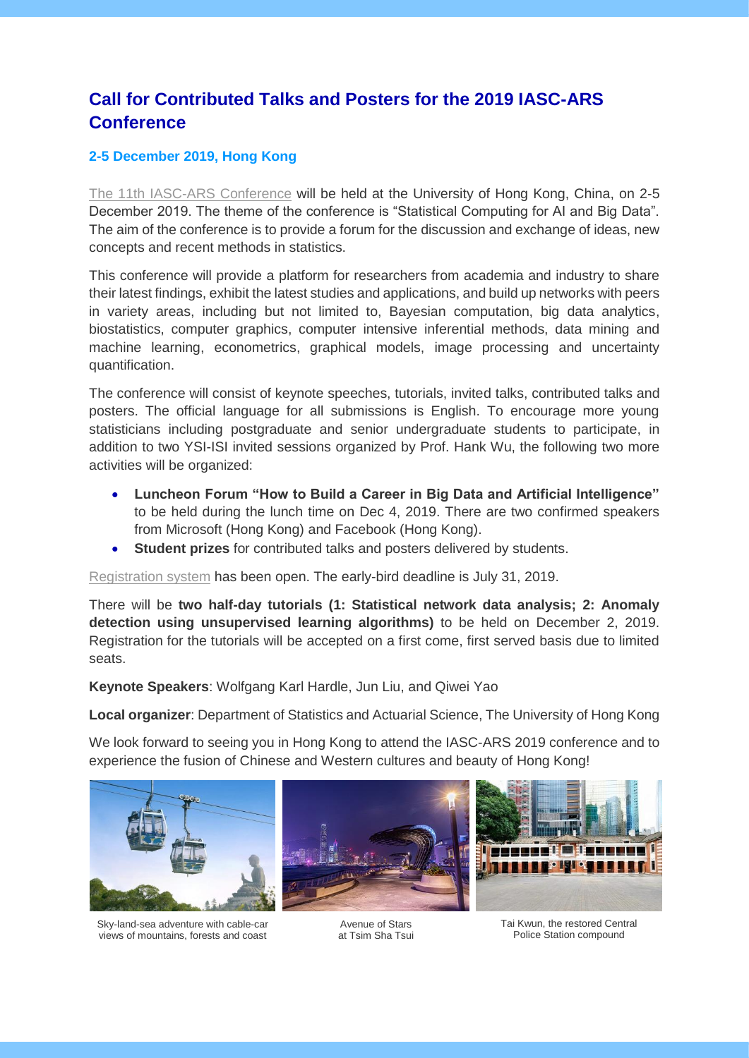## Call for Contributed Talks and Posters for the 2019 IASC-ARS Conference

### 2-5 December 2019, Hong Kong

The 11th IASC-ARS Conference will be held at the University of Hong Kong, China, on 2-5 December 2019. The theme of the conference is "Statistical Computing for AI and Big Data". The aim of the conference is to provide a forum for the discussion and exchange of ideas, new concepts and recent methods in statistics.

This conference will provide a platform for researchers from academia and industry to share their latest findings, exhibit the latest studies and applications, and build up networks with peers in variety areas, including but not limited to, Bayesian computation, big data analytics, biostatistics, computer graphics, computer intensive inferential methods, data mining and machine learning, econometrics, graphical models, image processing and uncertainty quantification.

The conference will consist of keynote speeches, tutorials, invited talks, contributed talks and posters. The official language for all submissions is English. To encourage more young statisticians including postgraduate and senior undergraduate students to participate, in addition to two YSI-ISI invited sessions organized by Prof. Hank Wu, the following two more activities will be organized:

- **Luncheon Forum "How to Build a Career in Big Data and Artificial Intelligence"** to be held during the lunch time on Dec 4, 2019. There are two confirmed speakers from Microsoft (Hong Kong) and Facebook (Hong Kong).
- **Student prizes** for contributed talks and posters delivered by students.

Registration system has been open. The early-bird deadline is July 31, 2019.

There will be **two half-day tutorials (1: Statistical network data analysis; 2: Anomaly detection using unsupervised learning algorithms)** to be held on December 2, 2019. Registration for the tutorials will be accepted on a first come, first served basis due to limited seats.

**Keynote Speakers**: Wolfgang Karl Hardle, Jun Liu, and Qiwei Yao

**Local organizer**: Department of Statistics and Actuarial Science, The University of Hong Kong

We look forward to seeing you in Hong Kong to attend the IASC-ARS 2019 conference and to experience the fusion of Chinese and Western cultures and beauty of Hong Kong!

Sky-land-sea adventure with cable-car views of mountains, forests and coast

Avenue of Stars at Tsim Sha Tsui

Tai Kwun, the restored Central Police Station compound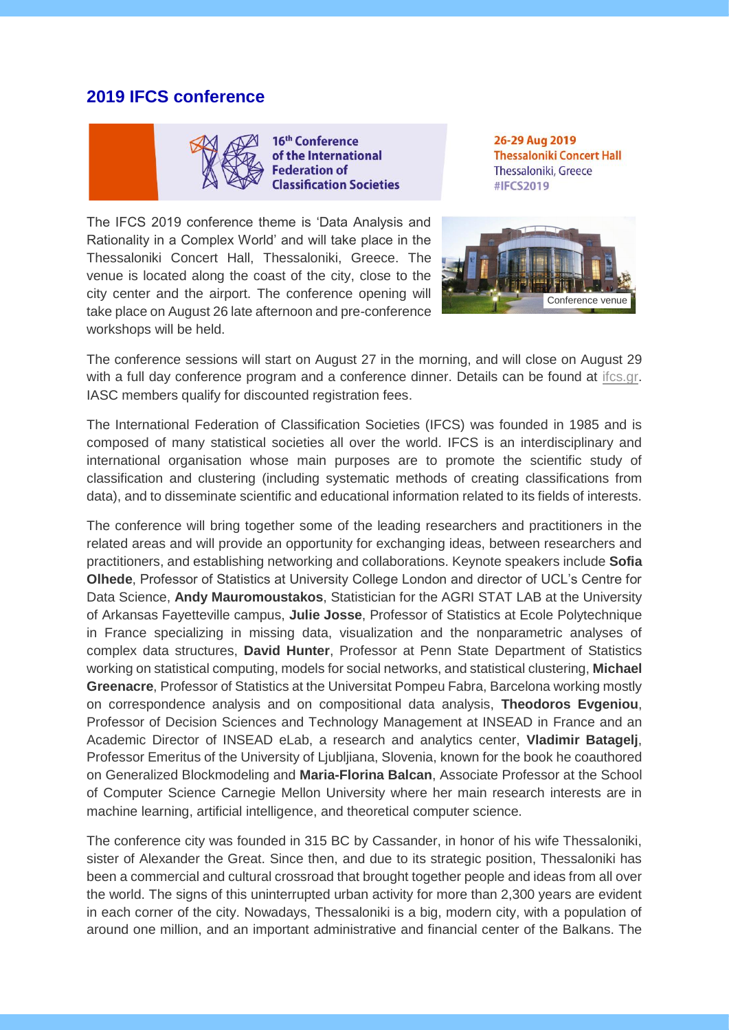## 2019 IFCS conference

16th Conference of the International Federation of Classification Societies

26-29 Aug 2019
Thessaloniki Concert Hall
Thessaloniki, Greece
#IFCS2019

The IFCS 2019 conference theme is 'Data Analysis and Rationality in a Complex World' and will take place in the Thessaloniki Concert Hall, Thessaloniki, Greece. The venue is located along the coast of the city, close to the city center and the airport. The conference opening will take place on August 26 late afternoon and pre-conference workshops will be held.

Conference venue

The conference sessions will start on August 27 in the morning, and will close on August 29 with a full day conference program and a conference dinner. Details can be found at ifcs.gr. IASC members qualify for discounted registration fees.

The International Federation of Classification Societies (IFCS) was founded in 1985 and is composed of many statistical societies all over the world. IFCS is an interdisciplinary and international organisation whose main purposes are to promote the scientific study of classification and clustering (including systematic methods of creating classifications from data), and to disseminate scientific and educational information related to its fields of interests.

The conference will bring together some of the leading researchers and practitioners in the related areas and will provide an opportunity for exchanging ideas, between researchers and practitioners, and establishing networking and collaborations. Keynote speakers include **Sofia Olhede**, Professor of Statistics at University College London and director of UCL's Centre for Data Science, **Andy Mauromoustakos**, Statistician for the AGRI STAT LAB at the University of Arkansas Fayetteville campus, **Julie Josse**, Professor of Statistics at Ecole Polytechnique in France specializing in missing data, visualization and the nonparametric analyses of complex data structures, **David Hunter**, Professor at Penn State Department of Statistics working on statistical computing, models for social networks, and statistical clustering, **Michael Greenacre**, Professor of Statistics at the Universitat Pompeu Fabra, Barcelona working mostly on correspondence analysis and on compositional data analysis, **Theodoros Evgeniou**, Professor of Decision Sciences and Technology Management at INSEAD in France and an Academic Director of INSEAD eLab, a research and analytics center, **Vladimir Batagelj**, Professor Emeritus of the University of Ljubljiana, Slovenia, known for the book he coauthored on Generalized Blockmodeling and **Maria-Florina Balcan**, Associate Professor at the School of Computer Science Carnegie Mellon University where her main research interests are in machine learning, artificial intelligence, and theoretical computer science.

The conference city was founded in 315 BC by Cassander, in honor of his wife Thessaloniki, sister of Alexander the Great. Since then, and due to its strategic position, Thessaloniki has been a commercial and cultural crossroad that brought together people and ideas from all over the world. The signs of this uninterrupted urban activity for more than 2,300 years are evident in each corner of the city. Nowadays, Thessaloniki is a big, modern city, with a population of around one million, and an important administrative and financial center of the Balkans. The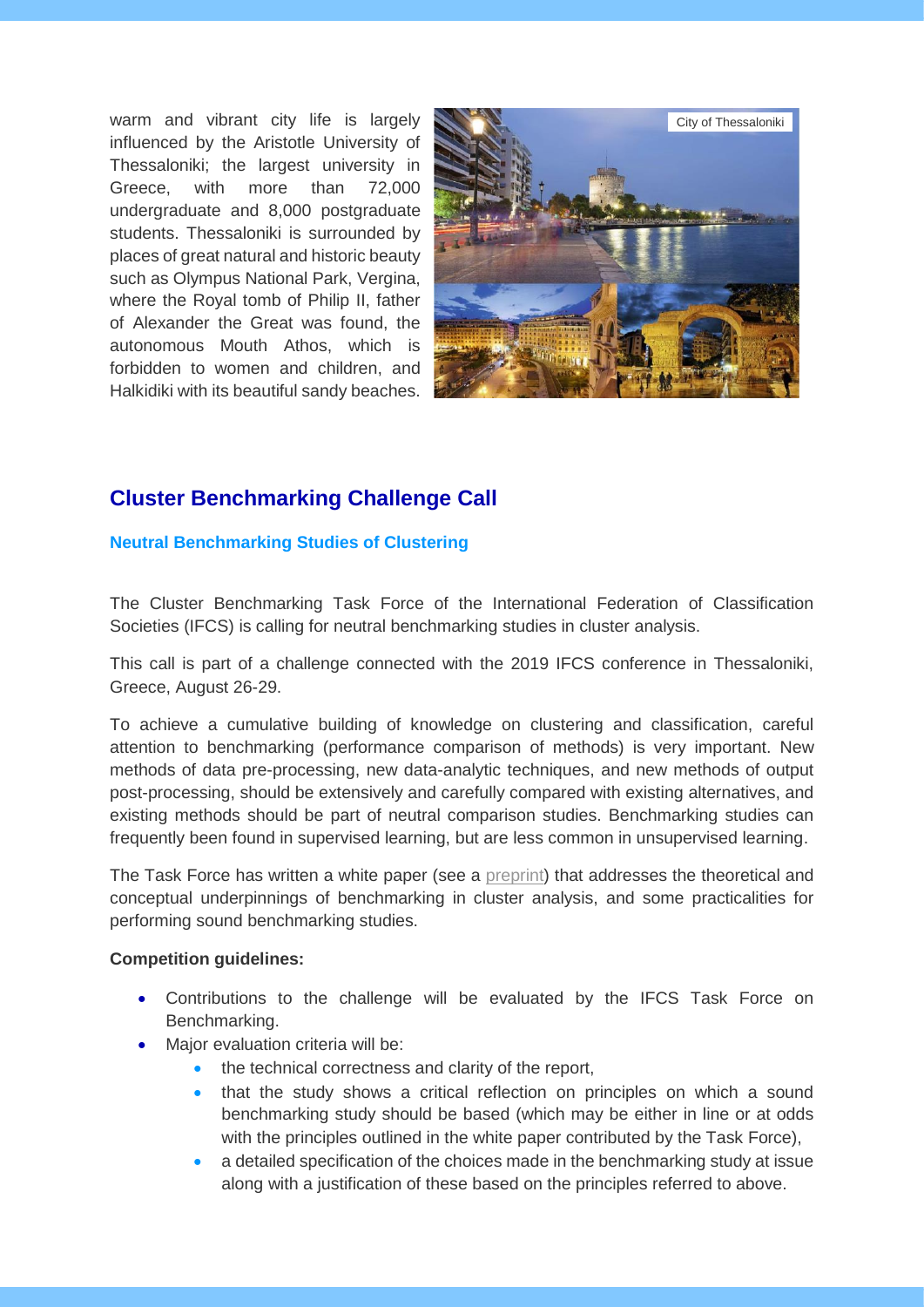warm and vibrant city life is largely influenced by the Aristotle University of Thessaloniki; the largest university in Greece, with more than 72,000 undergraduate and 8,000 postgraduate students. Thessaloniki is surrounded by places of great natural and historic beauty such as Olympus National Park, Vergina, where the Royal tomb of Philip II, father of Alexander the Great was found, the autonomous Mouth Athos, which is forbidden to women and children, and Halkidiki with its beautiful sandy beaches.

City of Thessaloniki

## Cluster Benchmarking Challenge Call

### Neutral Benchmarking Studies of Clustering

The Cluster Benchmarking Task Force of the International Federation of Classification Societies (IFCS) is calling for neutral benchmarking studies in cluster analysis.

This call is part of a challenge connected with the 2019 IFCS conference in Thessaloniki, Greece, August 26-29.

To achieve a cumulative building of knowledge on clustering and classification, careful attention to benchmarking (performance comparison of methods) is very important. New methods of data pre-processing, new data-analytic techniques, and new methods of output post-processing, should be extensively and carefully compared with existing alternatives, and existing methods should be part of neutral comparison studies. Benchmarking studies can frequently been found in supervised learning, but are less common in unsupervised learning.

The Task Force has written a white paper (see a preprint) that addresses the theoretical and conceptual underpinnings of benchmarking in cluster analysis, and some practicalities for performing sound benchmarking studies.

**Competition guidelines:**

- Contributions to the challenge will be evaluated by the IFCS Task Force on Benchmarking.
- Major evaluation criteria will be:
  - the technical correctness and clarity of the report,
  - that the study shows a critical reflection on principles on which a sound benchmarking study should be based (which may be either in line or at odds with the principles outlined in the white paper contributed by the Task Force),
  - a detailed specification of the choices made in the benchmarking study at issue along with a justification of these based on the principles referred to above.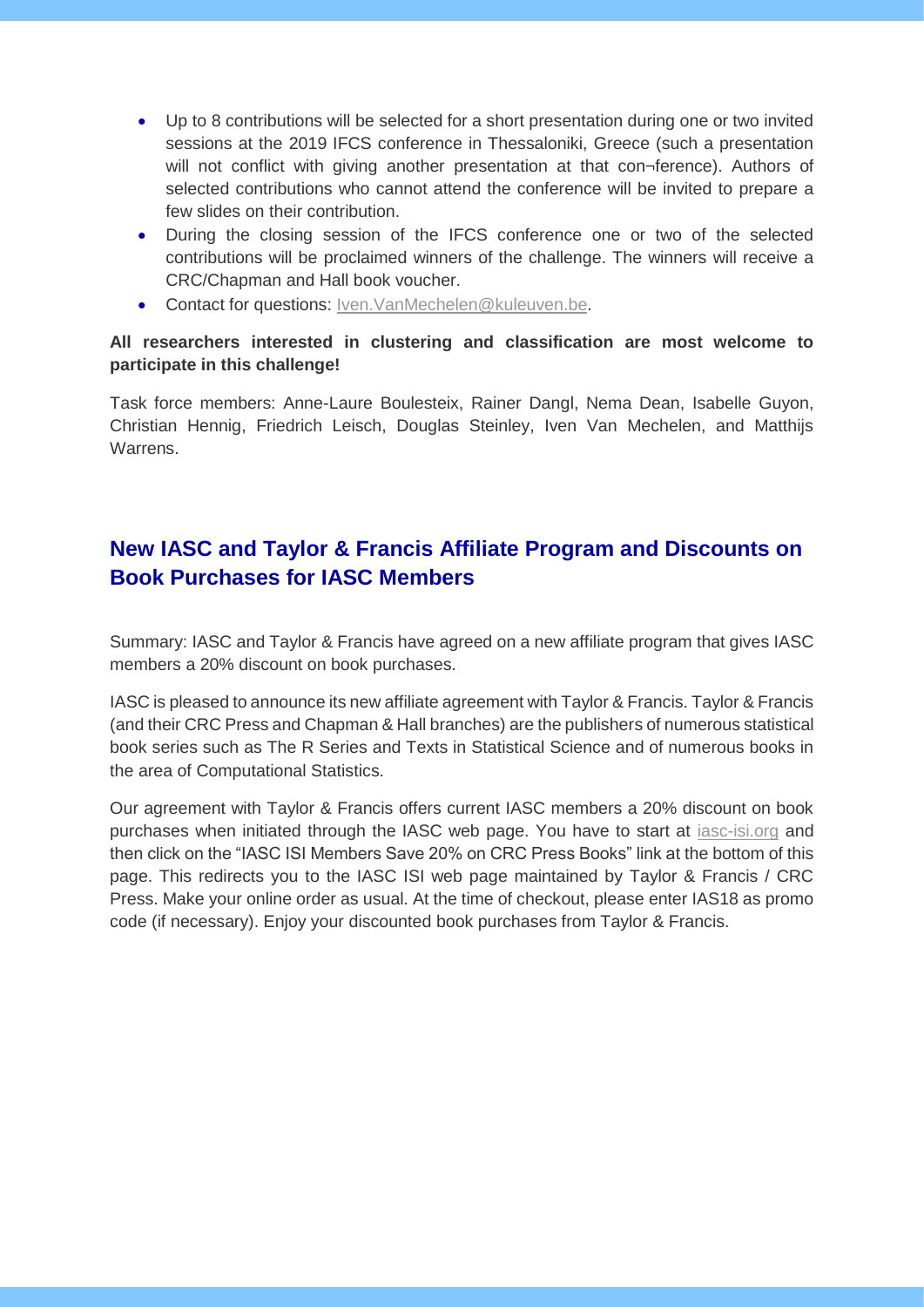- Up to 8 contributions will be selected for a short presentation during one or two invited sessions at the 2019 IFCS conference in Thessaloniki, Greece (such a presentation will not conflict with giving another presentation at that con¬ference). Authors of selected contributions who cannot attend the conference will be invited to prepare a few slides on their contribution.
- During the closing session of the IFCS conference one or two of the selected contributions will be proclaimed winners of the challenge. The winners will receive a CRC/Chapman and Hall book voucher.
- Contact for questions: Iven.VanMechelen@kuleuven.be.

**All researchers interested in clustering and classification are most welcome to participate in this challenge!**

Task force members: Anne-Laure Boulesteix, Rainer Dangl, Nema Dean, Isabelle Guyon, Christian Hennig, Friedrich Leisch, Douglas Steinley, Iven Van Mechelen, and Matthijs Warrens.

## New IASC and Taylor & Francis Affiliate Program and Discounts on Book Purchases for IASC Members

Summary: IASC and Taylor & Francis have agreed on a new affiliate program that gives IASC members a 20% discount on book purchases.

IASC is pleased to announce its new affiliate agreement with Taylor & Francis. Taylor & Francis (and their CRC Press and Chapman & Hall branches) are the publishers of numerous statistical book series such as The R Series and Texts in Statistical Science and of numerous books in the area of Computational Statistics.

Our agreement with Taylor & Francis offers current IASC members a 20% discount on book purchases when initiated through the IASC web page. You have to start at iasc-isi.org and then click on the "IASC ISI Members Save 20% on CRC Press Books" link at the bottom of this page. This redirects you to the IASC ISI web page maintained by Taylor & Francis / CRC Press. Make your online order as usual. At the time of checkout, please enter IAS18 as promo code (if necessary). Enjoy your discounted book purchases from Taylor & Francis.